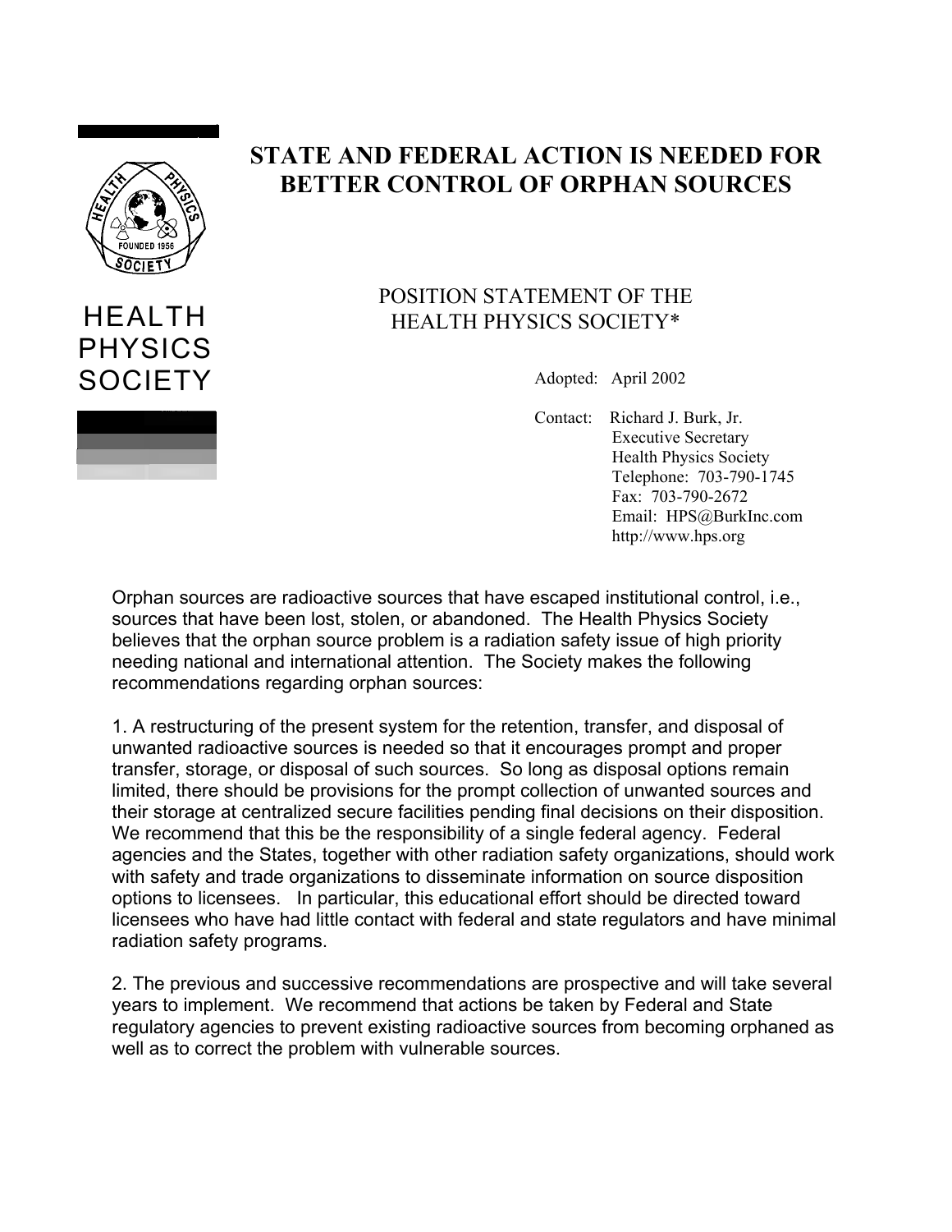HEALTH PHYSICS SOCIETY

# STATE AND FEDERAL ACTION IS NEEDED FOR BETTER CONTROL OF ORPHAN SOURCES

POSITION STATEMENT OF THE
HEALTH PHYSICS SOCIETY*

Adopted: April 2002

Contact: Richard J. Burk, Jr.
Executive Secretary
Health Physics Society
Telephone: 703-790-1745
Fax: 703-790-2672
Email: HPS@BurkInc.com
http://www.hps.org

Orphan sources are radioactive sources that have escaped institutional control, i.e., sources that have been lost, stolen, or abandoned. The Health Physics Society believes that the orphan source problem is a radiation safety issue of high priority needing national and international attention. The Society makes the following recommendations regarding orphan sources:

1. A restructuring of the present system for the retention, transfer, and disposal of unwanted radioactive sources is needed so that it encourages prompt and proper transfer, storage, or disposal of such sources. So long as disposal options remain limited, there should be provisions for the prompt collection of unwanted sources and their storage at centralized secure facilities pending final decisions on their disposition. We recommend that this be the responsibility of a single federal agency. Federal agencies and the States, together with other radiation safety organizations, should work with safety and trade organizations to disseminate information on source disposition options to licensees. In particular, this educational effort should be directed toward licensees who have had little contact with federal and state regulators and have minimal radiation safety programs.

2. The previous and successive recommendations are prospective and will take several years to implement. We recommend that actions be taken by Federal and State regulatory agencies to prevent existing radioactive sources from becoming orphaned as well as to correct the problem with vulnerable sources.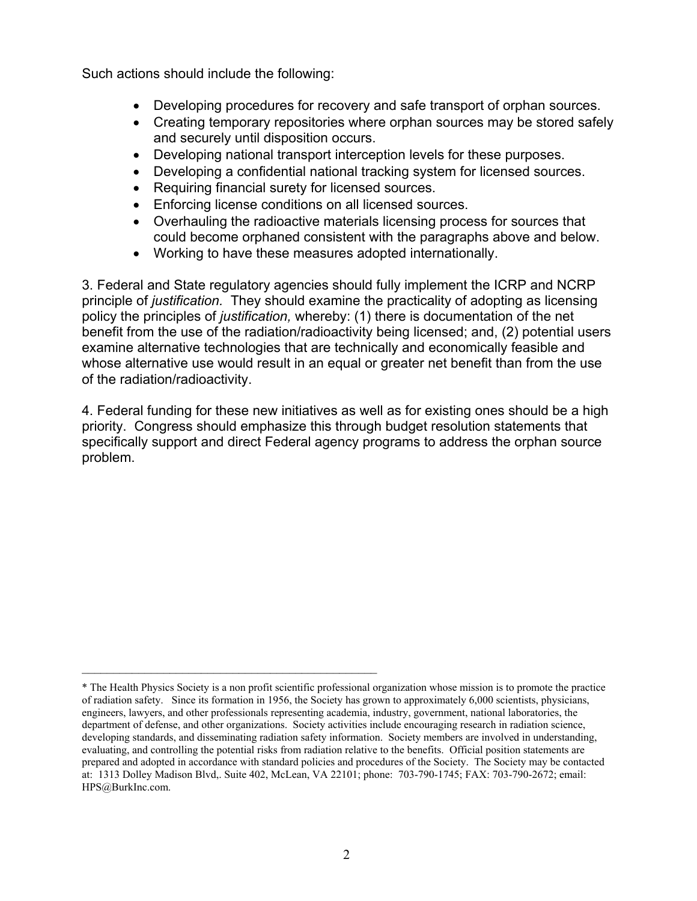Such actions should include the following:

- Developing procedures for recovery and safe transport of orphan sources.
- Creating temporary repositories where orphan sources may be stored safely and securely until disposition occurs.
- Developing national transport interception levels for these purposes.
- Developing a confidential national tracking system for licensed sources.
- Requiring financial surety for licensed sources.
- Enforcing license conditions on all licensed sources.
- Overhauling the radioactive materials licensing process for sources that could become orphaned consistent with the paragraphs above and below.
- Working to have these measures adopted internationally.

3. Federal and State regulatory agencies should fully implement the ICRP and NCRP principle of *justification.* They should examine the practicality of adopting as licensing policy the principles of *justification,* whereby: (1) there is documentation of the net benefit from the use of the radiation/radioactivity being licensed; and, (2) potential users examine alternative technologies that are technically and economically feasible and whose alternative use would result in an equal or greater net benefit than from the use of the radiation/radioactivity.

4. Federal funding for these new initiatives as well as for existing ones should be a high priority. Congress should emphasize this through budget resolution statements that specifically support and direct Federal agency programs to address the orphan source problem.

---

\* The Health Physics Society is a non profit scientific professional organization whose mission is to promote the practice of radiation safety. Since its formation in 1956, the Society has grown to approximately 6,000 scientists, physicians, engineers, lawyers, and other professionals representing academia, industry, government, national laboratories, the department of defense, and other organizations. Society activities include encouraging research in radiation science, developing standards, and disseminating radiation safety information. Society members are involved in understanding, evaluating, and controlling the potential risks from radiation relative to the benefits. Official position statements are prepared and adopted in accordance with standard policies and procedures of the Society. The Society may be contacted at: 1313 Dolley Madison Blvd,. Suite 402, McLean, VA 22101; phone: 703-790-1745; FAX: 703-790-2672; email: HPS@BurkInc.com.